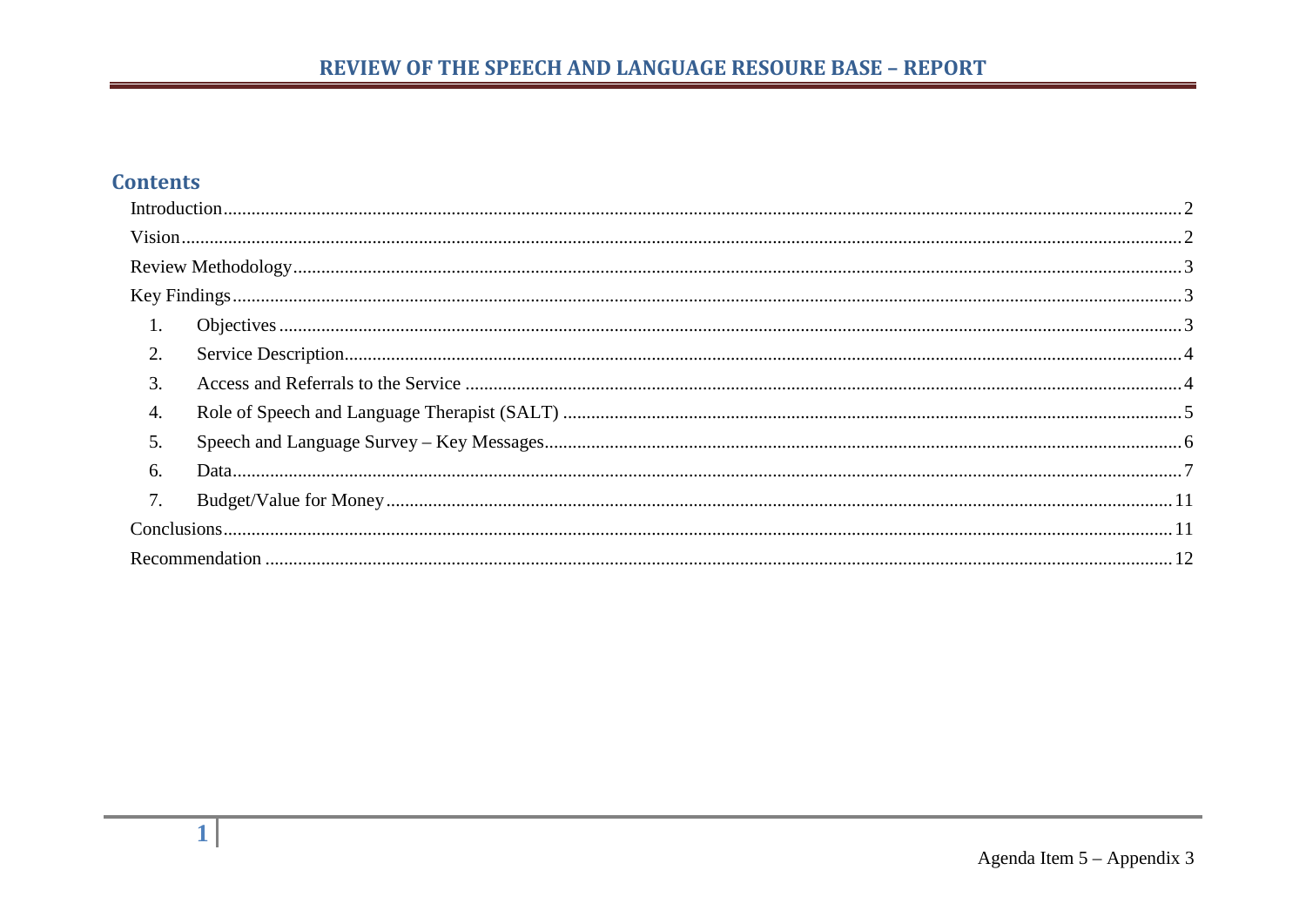## Contents

Introduction ..... 2
Vision ..... 2
Review Methodology ..... 3
Key Findings ..... 3
1. Objectives ..... 3
2. Service Description ..... 4
3. Access and Referrals to the Service ..... 4
4. Role of Speech and Language Therapist (SALT) ..... 5
5. Speech and Language Survey – Key Messages ..... 6
6. Data ..... 7
7. Budget/Value for Money ..... 11

Conclusions ..... 11
Recommendation ..... 12

Agenda Item 5 – Appendix 3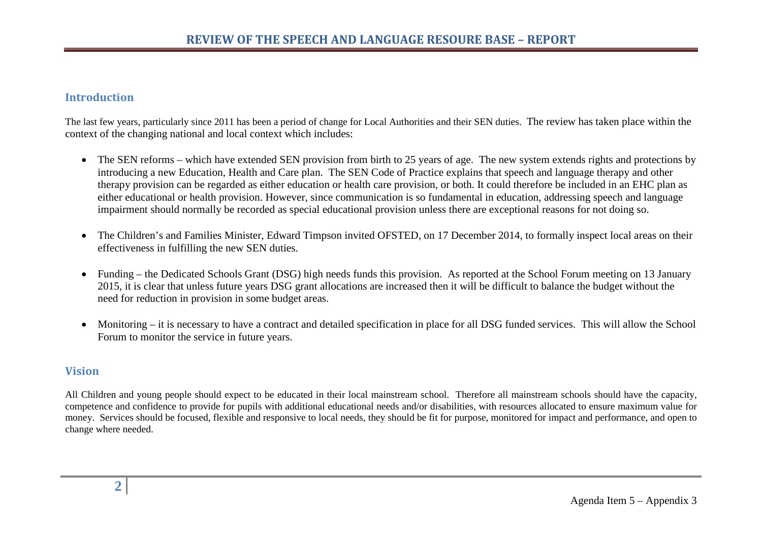## Introduction

The last few years, particularly since 2011 has been a period of change for Local Authorities and their SEN duties. The review has taken place within the context of the changing national and local context which includes:

- The SEN reforms – which have extended SEN provision from birth to 25 years of age. The new system extends rights and protections by introducing a new Education, Health and Care plan. The SEN Code of Practice explains that speech and language therapy and other therapy provision can be regarded as either education or health care provision, or both. It could therefore be included in an EHC plan as either educational or health provision. However, since communication is so fundamental in education, addressing speech and language impairment should normally be recorded as special educational provision unless there are exceptional reasons for not doing so.

- The Children's and Families Minister, Edward Timpson invited OFSTED, on 17 December 2014, to formally inspect local areas on their effectiveness in fulfilling the new SEN duties.

- Funding – the Dedicated Schools Grant (DSG) high needs funds this provision. As reported at the School Forum meeting on 13 January 2015, it is clear that unless future years DSG grant allocations are increased then it will be difficult to balance the budget without the need for reduction in provision in some budget areas.

- Monitoring – it is necessary to have a contract and detailed specification in place for all DSG funded services. This will allow the School Forum to monitor the service in future years.

## Vision

All Children and young people should expect to be educated in their local mainstream school. Therefore all mainstream schools should have the capacity, competence and confidence to provide for pupils with additional educational needs and/or disabilities, with resources allocated to ensure maximum value for money. Services should be focused, flexible and responsive to local needs, they should be fit for purpose, monitored for impact and performance, and open to change where needed.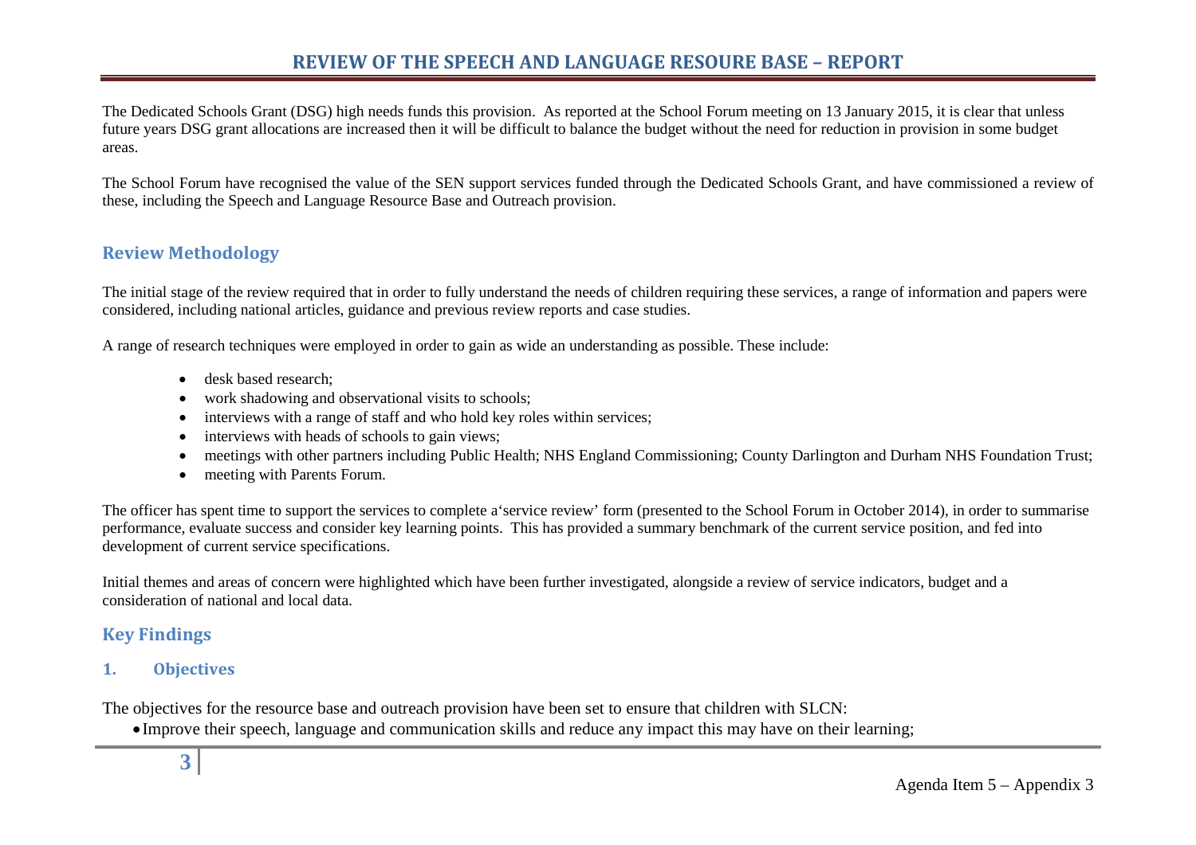# REVIEW OF THE SPEECH AND LANGUAGE RESOURE BASE – REPORT

The Dedicated Schools Grant (DSG) high needs funds this provision. As reported at the School Forum meeting on 13 January 2015, it is clear that unless future years DSG grant allocations are increased then it will be difficult to balance the budget without the need for reduction in provision in some budget areas.

The School Forum have recognised the value of the SEN support services funded through the Dedicated Schools Grant, and have commissioned a review of these, including the Speech and Language Resource Base and Outreach provision.

## Review Methodology

The initial stage of the review required that in order to fully understand the needs of children requiring these services, a range of information and papers were considered, including national articles, guidance and previous review reports and case studies.

A range of research techniques were employed in order to gain as wide an understanding as possible. These include:

- desk based research;
- work shadowing and observational visits to schools;
- interviews with a range of staff and who hold key roles within services;
- interviews with heads of schools to gain views;
- meetings with other partners including Public Health; NHS England Commissioning; County Darlington and Durham NHS Foundation Trust;
- meeting with Parents Forum.

The officer has spent time to support the services to complete a'service review' form (presented to the School Forum in October 2014), in order to summarise performance, evaluate success and consider key learning points. This has provided a summary benchmark of the current service position, and fed into development of current service specifications.

Initial themes and areas of concern were highlighted which have been further investigated, alongside a review of service indicators, budget and a consideration of national and local data.

## Key Findings

### 1. Objectives

The objectives for the resource base and outreach provision have been set to ensure that children with SLCN:

- Improve their speech, language and communication skills and reduce any impact this may have on their learning;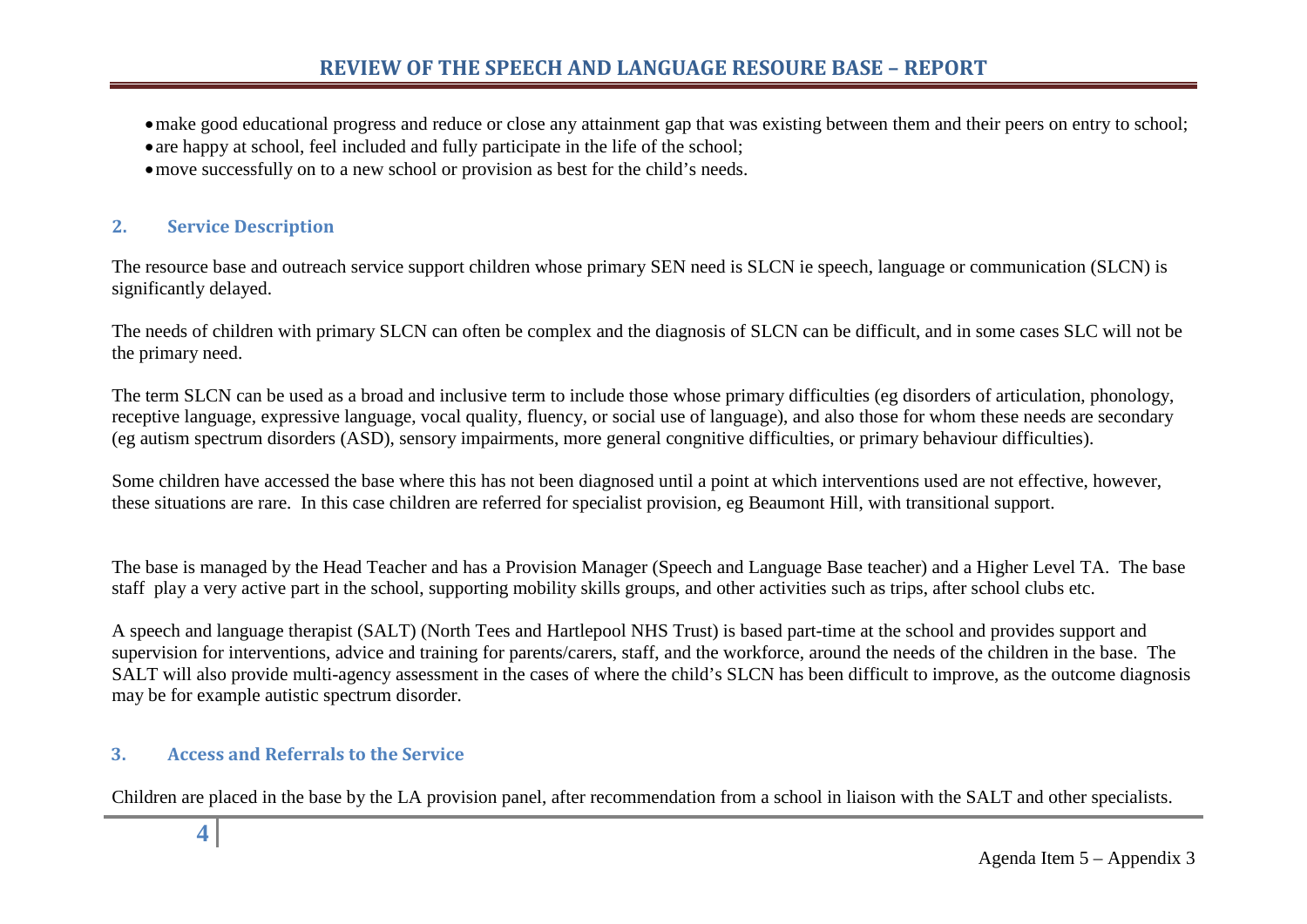- make good educational progress and reduce or close any attainment gap that was existing between them and their peers on entry to school;
- are happy at school, feel included and fully participate in the life of the school;
- move successfully on to a new school or provision as best for the child's needs.

## 2. Service Description

The resource base and outreach service support children whose primary SEN need is SLCN ie speech, language or communication (SLCN) is significantly delayed.

The needs of children with primary SLCN can often be complex and the diagnosis of SLCN can be difficult, and in some cases SLC will not be the primary need.

The term SLCN can be used as a broad and inclusive term to include those whose primary difficulties (eg disorders of articulation, phonology, receptive language, expressive language, vocal quality, fluency, or social use of language), and also those for whom these needs are secondary (eg autism spectrum disorders (ASD), sensory impairments, more general congnitive difficulties, or primary behaviour difficulties).

Some children have accessed the base where this has not been diagnosed until a point at which interventions used are not effective, however, these situations are rare. In this case children are referred for specialist provision, eg Beaumont Hill, with transitional support.

The base is managed by the Head Teacher and has a Provision Manager (Speech and Language Base teacher) and a Higher Level TA. The base staff play a very active part in the school, supporting mobility skills groups, and other activities such as trips, after school clubs etc.

A speech and language therapist (SALT) (North Tees and Hartlepool NHS Trust) is based part-time at the school and provides support and supervision for interventions, advice and training for parents/carers, staff, and the workforce, around the needs of the children in the base. The SALT will also provide multi-agency assessment in the cases of where the child's SLCN has been difficult to improve, as the outcome diagnosis may be for example autistic spectrum disorder.

## 3. Access and Referrals to the Service

Children are placed in the base by the LA provision panel, after recommendation from a school in liaison with the SALT and other specialists.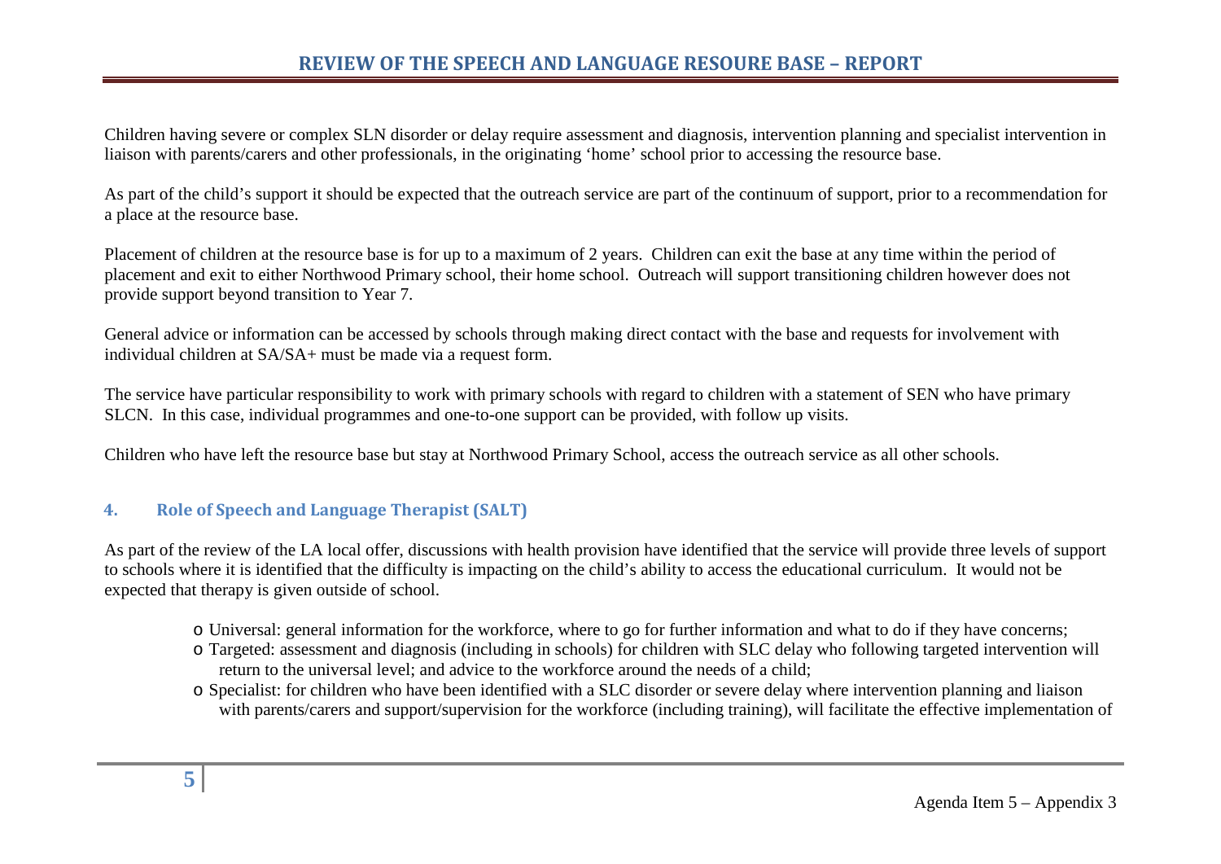Children having severe or complex SLN disorder or delay require assessment and diagnosis, intervention planning and specialist intervention in liaison with parents/carers and other professionals, in the originating 'home' school prior to accessing the resource base.

As part of the child's support it should be expected that the outreach service are part of the continuum of support, prior to a recommendation for a place at the resource base.

Placement of children at the resource base is for up to a maximum of 2 years. Children can exit the base at any time within the period of placement and exit to either Northwood Primary school, their home school. Outreach will support transitioning children however does not provide support beyond transition to Year 7.

General advice or information can be accessed by schools through making direct contact with the base and requests for involvement with individual children at SA/SA+ must be made via a request form.

The service have particular responsibility to work with primary schools with regard to children with a statement of SEN who have primary SLCN. In this case, individual programmes and one-to-one support can be provided, with follow up visits.

Children who have left the resource base but stay at Northwood Primary School, access the outreach service as all other schools.

## 4. Role of Speech and Language Therapist (SALT)

As part of the review of the LA local offer, discussions with health provision have identified that the service will provide three levels of support to schools where it is identified that the difficulty is impacting on the child's ability to access the educational curriculum. It would not be expected that therapy is given outside of school.

- Universal: general information for the workforce, where to go for further information and what to do if they have concerns;
- Targeted: assessment and diagnosis (including in schools) for children with SLC delay who following targeted intervention will return to the universal level; and advice to the workforce around the needs of a child;
- Specialist: for children who have been identified with a SLC disorder or severe delay where intervention planning and liaison with parents/carers and support/supervision for the workforce (including training), will facilitate the effective implementation of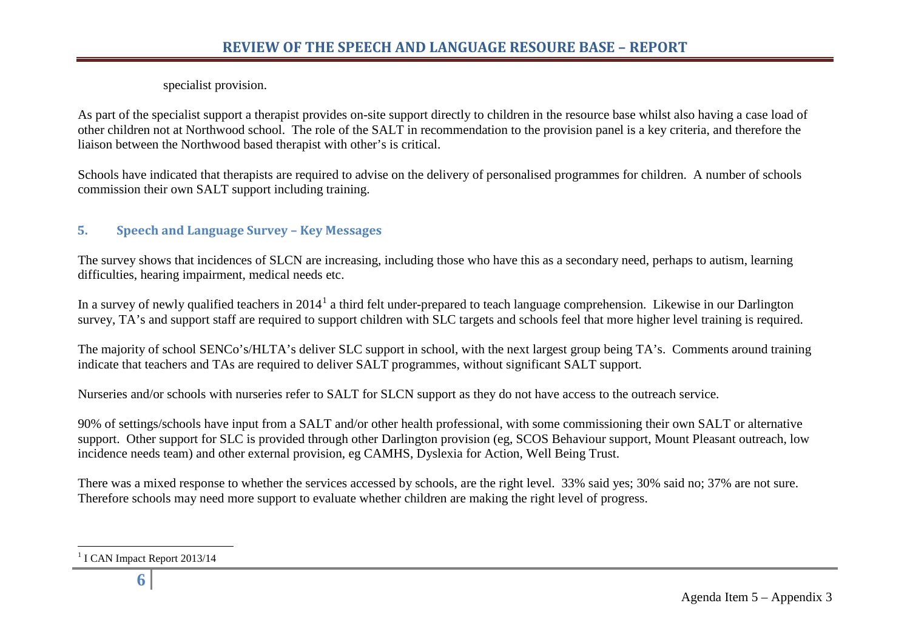specialist provision.

As part of the specialist support a therapist provides on-site support directly to children in the resource base whilst also having a case load of other children not at Northwood school. The role of the SALT in recommendation to the provision panel is a key criteria, and therefore the liaison between the Northwood based therapist with other's is critical.

Schools have indicated that therapists are required to advise on the delivery of personalised programmes for children. A number of schools commission their own SALT support including training.

## 5. Speech and Language Survey – Key Messages

The survey shows that incidences of SLCN are increasing, including those who have this as a secondary need, perhaps to autism, learning difficulties, hearing impairment, medical needs etc.

In a survey of newly qualified teachers in 2014[1] a third felt under-prepared to teach language comprehension. Likewise in our Darlington survey, TA's and support staff are required to support children with SLC targets and schools feel that more higher level training is required.

The majority of school SENCo's/HLTA's deliver SLC support in school, with the next largest group being TA's. Comments around training indicate that teachers and TAs are required to deliver SALT programmes, without significant SALT support.

Nurseries and/or schools with nurseries refer to SALT for SLCN support as they do not have access to the outreach service.

90% of settings/schools have input from a SALT and/or other health professional, with some commissioning their own SALT or alternative support. Other support for SLC is provided through other Darlington provision (eg, SCOS Behaviour support, Mount Pleasant outreach, low incidence needs team) and other external provision, eg CAMHS, Dyslexia for Action, Well Being Trust.

There was a mixed response to whether the services accessed by schools, are the right level. 33% said yes; 30% said no; 37% are not sure. Therefore schools may need more support to evaluate whether children are making the right level of progress.

[1] I CAN Impact Report 2013/14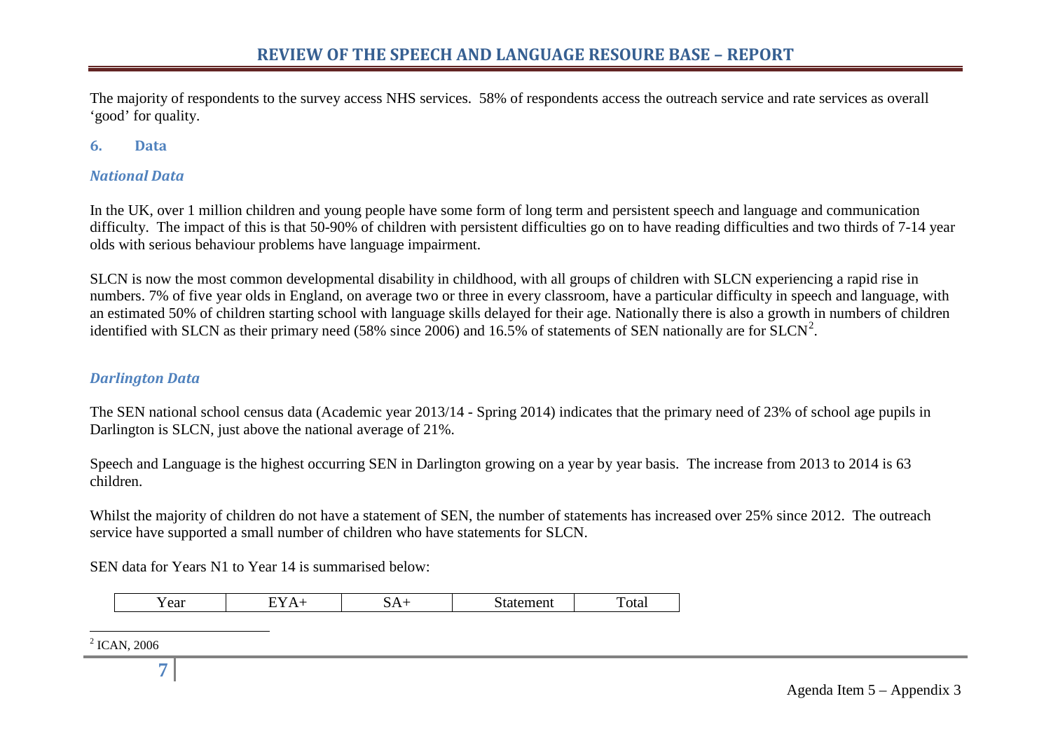The majority of respondents to the survey access NHS services. 58% of respondents access the outreach service and rate services as overall 'good' for quality.

## 6. Data

### *National Data*

In the UK, over 1 million children and young people have some form of long term and persistent speech and language and communication difficulty. The impact of this is that 50-90% of children with persistent difficulties go on to have reading difficulties and two thirds of 7-14 year olds with serious behaviour problems have language impairment.

SLCN is now the most common developmental disability in childhood, with all groups of children with SLCN experiencing a rapid rise in numbers. 7% of five year olds in England, on average two or three in every classroom, have a particular difficulty in speech and language, with an estimated 50% of children starting school with language skills delayed for their age. Nationally there is also a growth in numbers of children identified with SLCN as their primary need (58% since 2006) and 16.5% of statements of SEN nationally are for SLCN[2].

### *Darlington Data*

The SEN national school census data (Academic year 2013/14 - Spring 2014) indicates that the primary need of 23% of school age pupils in Darlington is SLCN, just above the national average of 21%.

Speech and Language is the highest occurring SEN in Darlington growing on a year by year basis. The increase from 2013 to 2014 is 63 children.

Whilst the majority of children do not have a statement of SEN, the number of statements has increased over 25% since 2012. The outreach service have supported a small number of children who have statements for SLCN.

SEN data for Years N1 to Year 14 is summarised below:

| Year | EYA+ | SA+ | Statement | Total |
|---|---|---|---|---|

[2] ICAN, 2006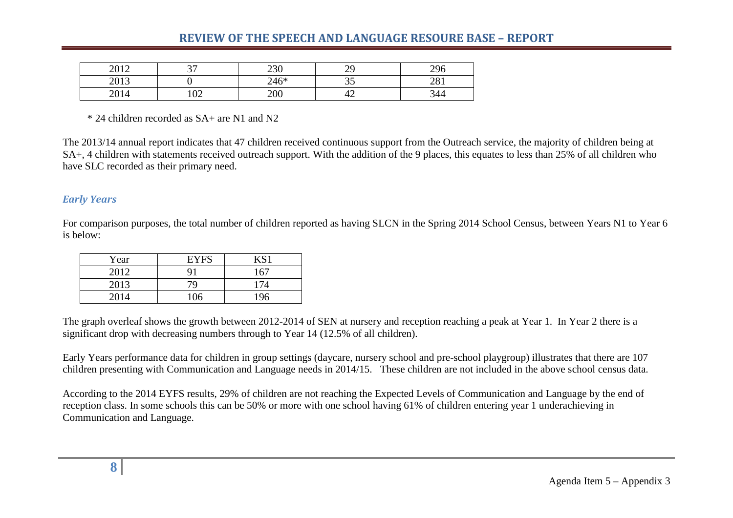| 2012 | 37 | 230 | 29 | 296 |
|---|---|---|---|---|
| 2013 | 0 | 246* | 35 | 281 |
| 2014 | 102 | 200 | 42 | 344 |

\* 24 children recorded as SA+ are N1 and N2

The 2013/14 annual report indicates that 47 children received continuous support from the Outreach service, the majority of children being at SA+, 4 children with statements received outreach support. With the addition of the 9 places, this equates to less than 25% of all children who have SLC recorded as their primary need.

### *Early Years*

For comparison purposes, the total number of children reported as having SLCN in the Spring 2014 School Census, between Years N1 to Year 6 is below:

| Year | EYFS | KS1 |
|---|---|---|
| 2012 | 91 | 167 |
| 2013 | 79 | 174 |
| 2014 | 106 | 196 |

The graph overleaf shows the growth between 2012-2014 of SEN at nursery and reception reaching a peak at Year 1. In Year 2 there is a significant drop with decreasing numbers through to Year 14 (12.5% of all children).

Early Years performance data for children in group settings (daycare, nursery school and pre-school playgroup) illustrates that there are 107 children presenting with Communication and Language needs in 2014/15. These children are not included in the above school census data.

According to the 2014 EYFS results, 29% of children are not reaching the Expected Levels of Communication and Language by the end of reception class. In some schools this can be 50% or more with one school having 61% of children entering year 1 underachieving in Communication and Language.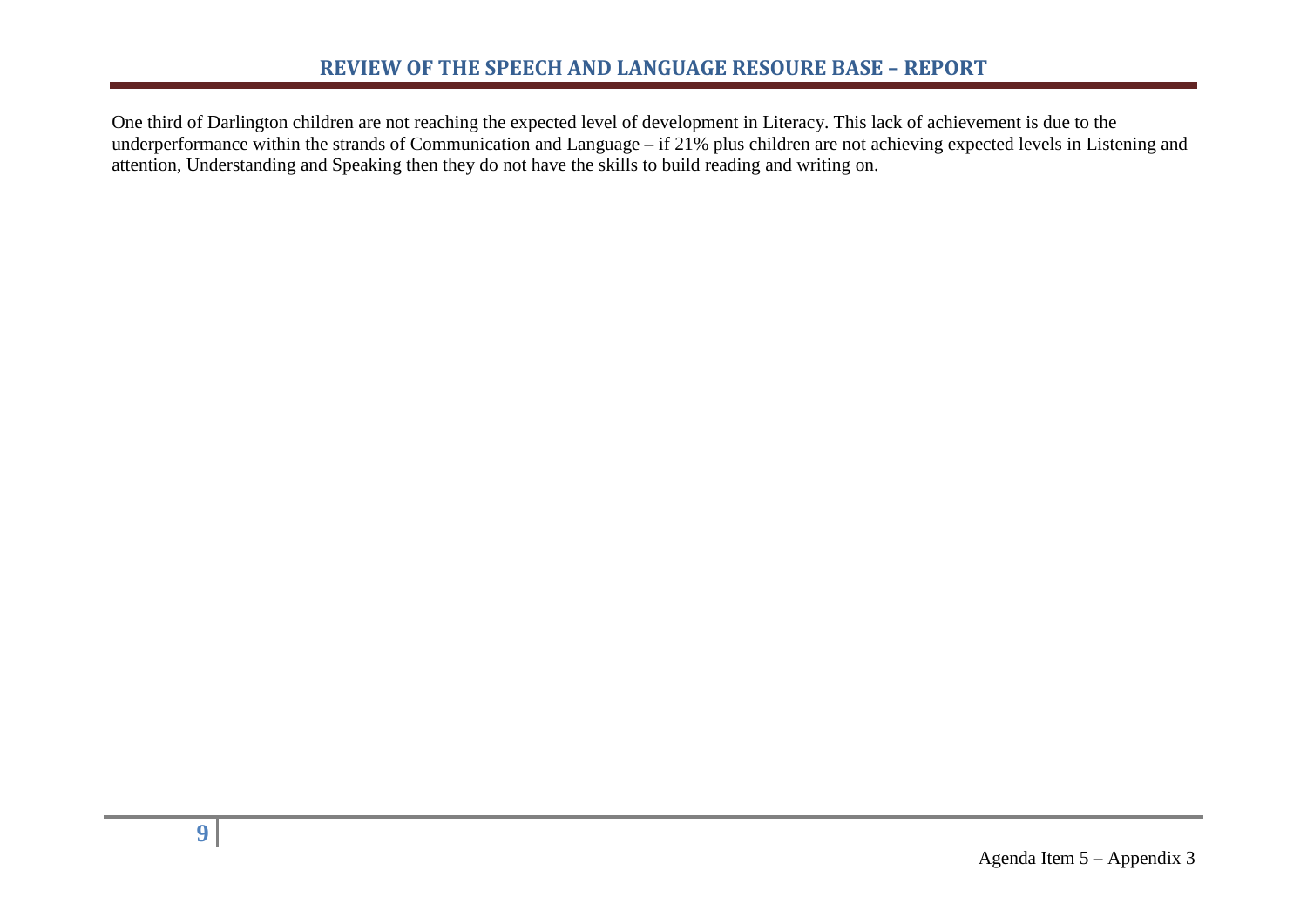One third of Darlington children are not reaching the expected level of development in Literacy. This lack of achievement is due to the underperformance within the strands of Communication and Language – if 21% plus children are not achieving expected levels in Listening and attention, Understanding and Speaking then they do not have the skills to build reading and writing on.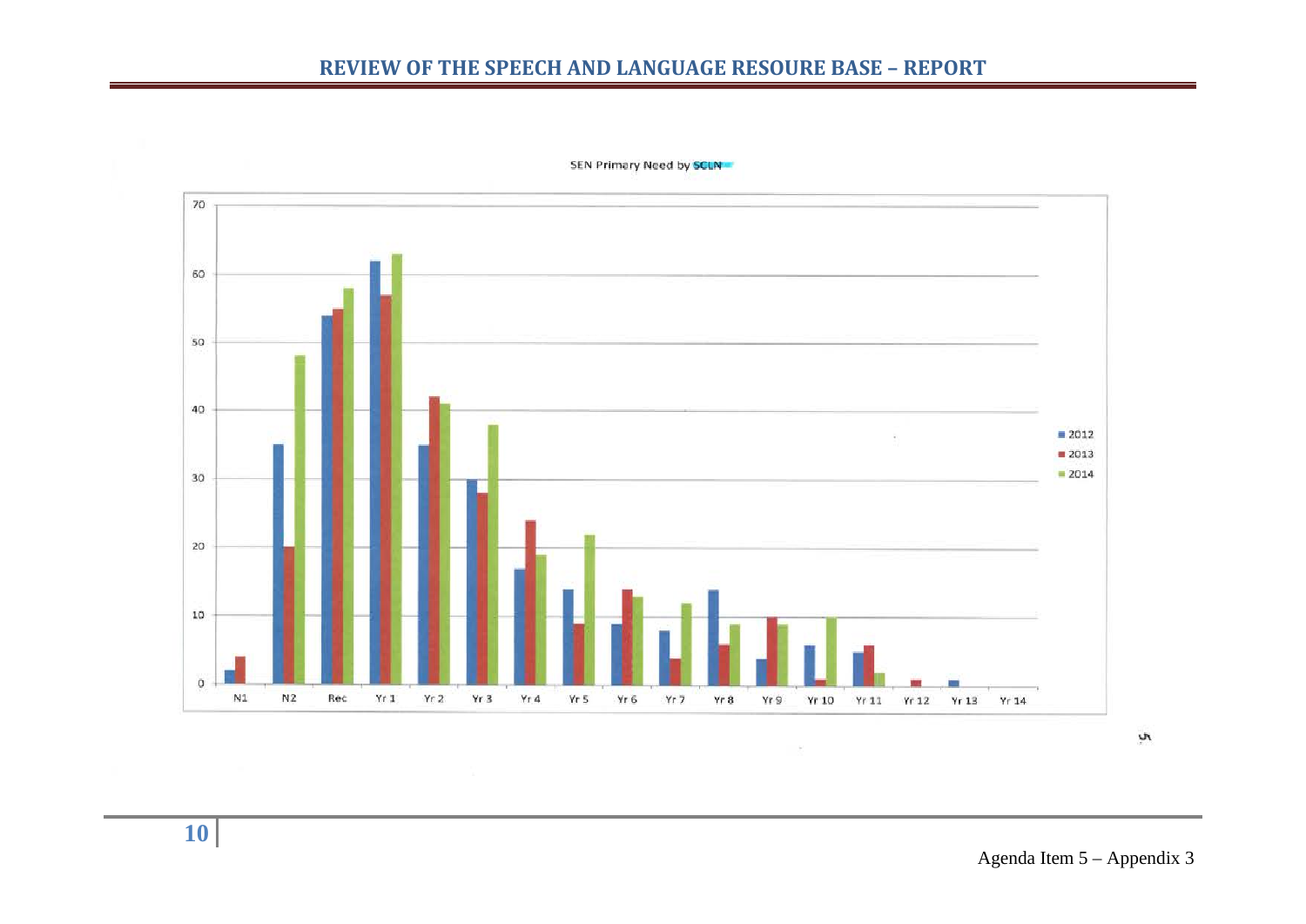SEN Primary Need by SCLN

Legend: 2012, 2013, 2014

Y-axis: 0, 10, 20, 30, 40, 50, 60, 70

X-axis: N1, N2, Rec, Yr 1, Yr 2, Yr 3, Yr 4, Yr 5, Yr 6, Yr 7, Yr 8, Yr 9, Yr 10, Yr 11, Yr 12, Yr 13, Yr 14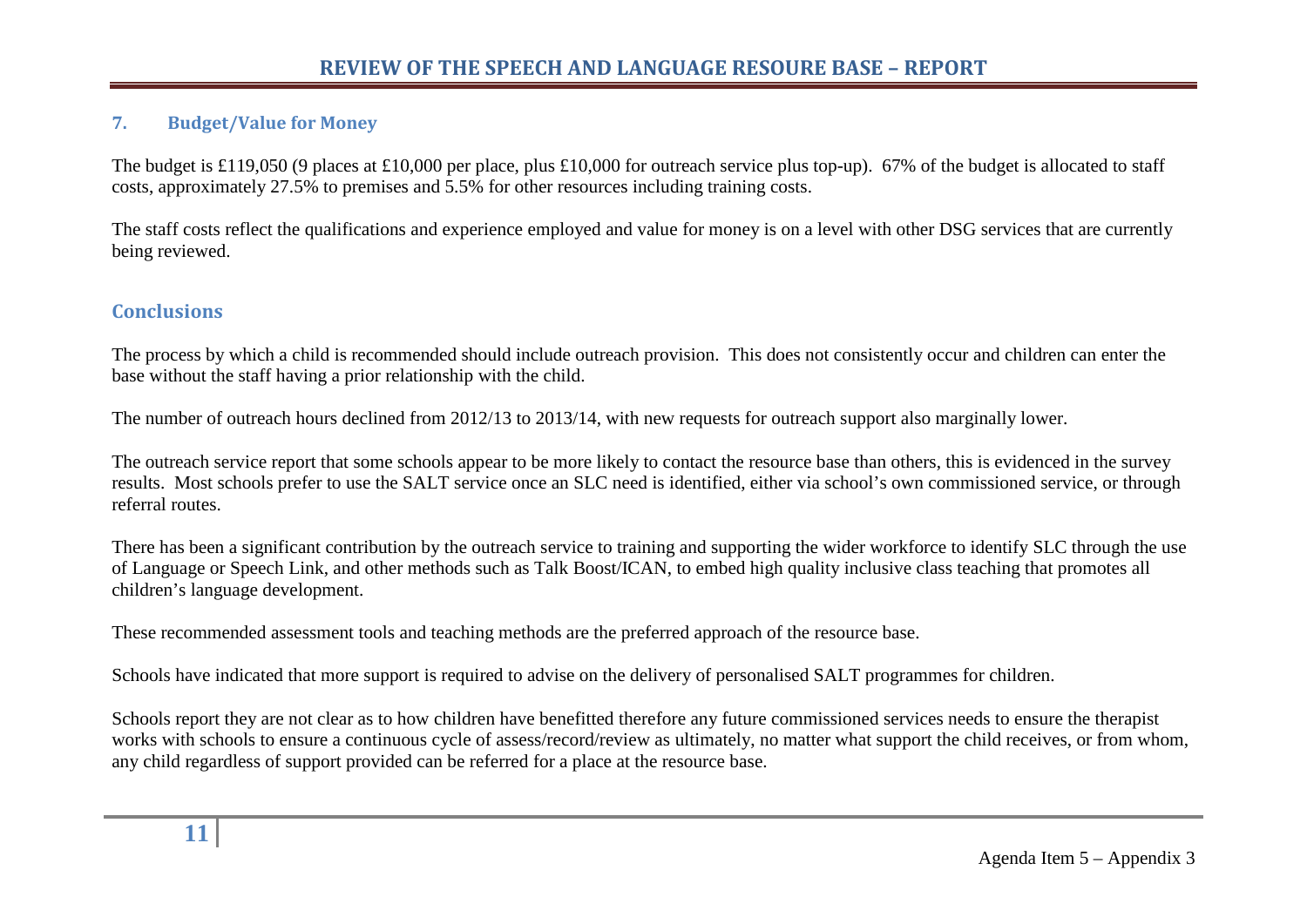## 7. Budget/Value for Money

The budget is £119,050 (9 places at £10,000 per place, plus £10,000 for outreach service plus top-up). 67% of the budget is allocated to staff costs, approximately 27.5% to premises and 5.5% for other resources including training costs.

The staff costs reflect the qualifications and experience employed and value for money is on a level with other DSG services that are currently being reviewed.

## Conclusions

The process by which a child is recommended should include outreach provision. This does not consistently occur and children can enter the base without the staff having a prior relationship with the child.

The number of outreach hours declined from 2012/13 to 2013/14, with new requests for outreach support also marginally lower.

The outreach service report that some schools appear to be more likely to contact the resource base than others, this is evidenced in the survey results. Most schools prefer to use the SALT service once an SLC need is identified, either via school's own commissioned service, or through referral routes.

There has been a significant contribution by the outreach service to training and supporting the wider workforce to identify SLC through the use of Language or Speech Link, and other methods such as Talk Boost/ICAN, to embed high quality inclusive class teaching that promotes all children's language development.

These recommended assessment tools and teaching methods are the preferred approach of the resource base.

Schools have indicated that more support is required to advise on the delivery of personalised SALT programmes for children.

Schools report they are not clear as to how children have benefitted therefore any future commissioned services needs to ensure the therapist works with schools to ensure a continuous cycle of assess/record/review as ultimately, no matter what support the child receives, or from whom, any child regardless of support provided can be referred for a place at the resource base.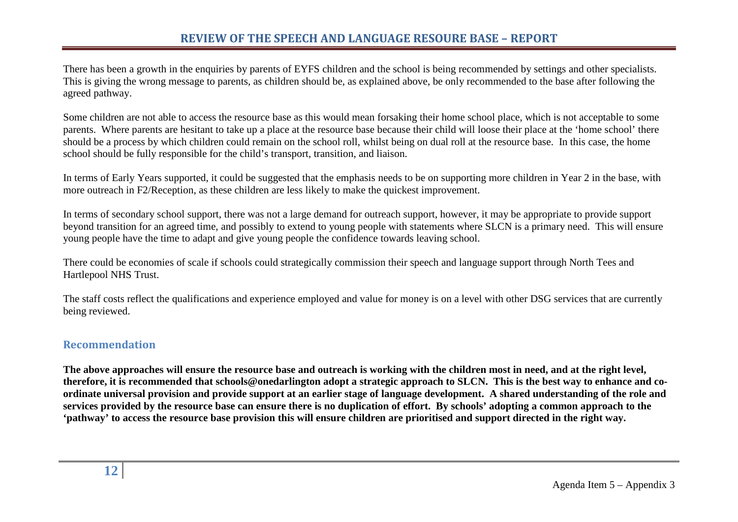There has been a growth in the enquiries by parents of EYFS children and the school is being recommended by settings and other specialists. This is giving the wrong message to parents, as children should be, as explained above, be only recommended to the base after following the agreed pathway.

Some children are not able to access the resource base as this would mean forsaking their home school place, which is not acceptable to some parents. Where parents are hesitant to take up a place at the resource base because their child will loose their place at the 'home school' there should be a process by which children could remain on the school roll, whilst being on dual roll at the resource base. In this case, the home school should be fully responsible for the child's transport, transition, and liaison.

In terms of Early Years supported, it could be suggested that the emphasis needs to be on supporting more children in Year 2 in the base, with more outreach in F2/Reception, as these children are less likely to make the quickest improvement.

In terms of secondary school support, there was not a large demand for outreach support, however, it may be appropriate to provide support beyond transition for an agreed time, and possibly to extend to young people with statements where SLCN is a primary need. This will ensure young people have the time to adapt and give young people the confidence towards leaving school.

There could be economies of scale if schools could strategically commission their speech and language support through North Tees and Hartlepool NHS Trust.

The staff costs reflect the qualifications and experience employed and value for money is on a level with other DSG services that are currently being reviewed.

## Recommendation

**The above approaches will ensure the resource base and outreach is working with the children most in need, and at the right level, therefore, it is recommended that schools@onedarlington adopt a strategic approach to SLCN. This is the best way to enhance and co-ordinate universal provision and provide support at an earlier stage of language development. A shared understanding of the role and services provided by the resource base can ensure there is no duplication of effort. By schools' adopting a common approach to the 'pathway' to access the resource base provision this will ensure children are prioritised and support directed in the right way.**